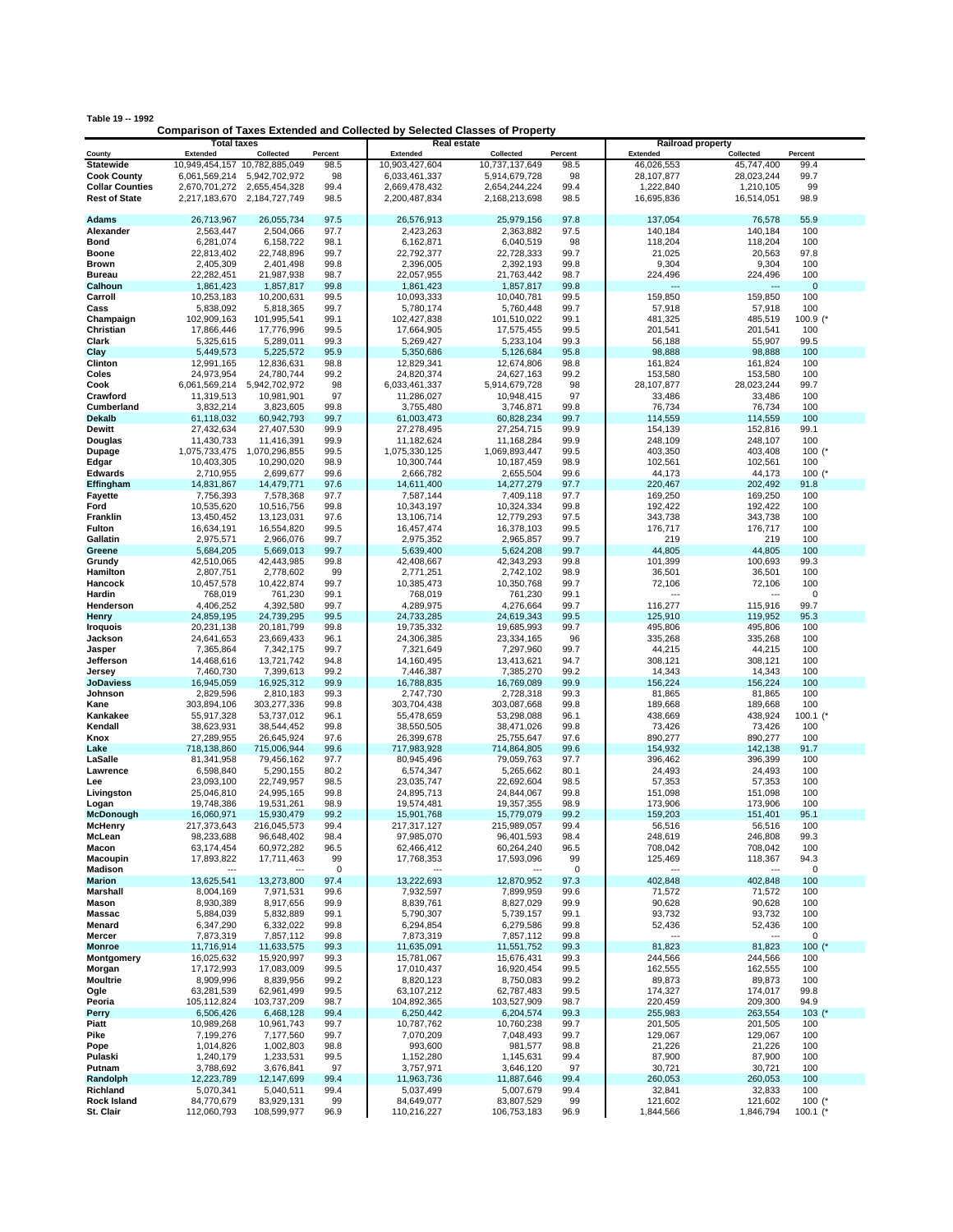**Table 19 -- 1992**

**Comparison of Taxes Extended and Collected by Selected Classes of Property**

| County | Total taxes | | | Real estate | | | Railroad property | | |
|---|---|---|---|---|---|---|---|---|---|
| | Extended | Collected | Percent | Extended | Collected | Percent | Extended | Collected | Percent |
| **Statewide** | 10,949,454,157 | 10,782,885,049 | 98.5 | 10,903,427,604 | 10,737,137,649 | 98.5 | 46,026,553 | 45,747,400 | 99.4 |
| **Cook County** | 6,061,569,214 | 5,942,702,972 | 98 | 6,033,461,337 | 5,914,679,728 | 98 | 28,107,877 | 28,023,244 | 99.7 |
| **Collar Counties** | 2,670,701,272 | 2,655,454,328 | 99.4 | 2,669,478,432 | 2,654,244,224 | 99.4 | 1,222,840 | 1,210,105 | 99 |
| **Rest of State** | 2,217,183,670 | 2,184,727,749 | 98.5 | 2,200,487,834 | 2,168,213,698 | 98.5 | 16,695,836 | 16,514,051 | 98.9 |
| **Adams** | 26,713,967 | 26,055,734 | 97.5 | 26,576,913 | 25,979,156 | 97.8 | 137,054 | 76,578 | 55.9 |
| **Alexander** | 2,563,447 | 2,504,066 | 97.7 | 2,423,263 | 2,363,882 | 97.5 | 140,184 | 140,184 | 100 |
| **Bond** | 6,281,074 | 6,158,722 | 98.1 | 6,162,871 | 6,040,519 | 98 | 118,204 | 118,204 | 100 |
| **Boone** | 22,813,402 | 22,748,896 | 99.7 | 22,792,377 | 22,728,333 | 99.7 | 21,025 | 20,563 | 97.8 |
| **Brown** | 2,405,309 | 2,401,498 | 99.8 | 2,396,005 | 2,392,193 | 99.8 | 9,304 | 9,304 | 100 |
| **Bureau** | 22,282,451 | 21,987,938 | 98.7 | 22,057,955 | 21,763,442 | 98.7 | 224,496 | 224,496 | 100 |
| **Calhoun** | 1,861,423 | 1,857,817 | 99.8 | 1,861,423 | 1,857,817 | 99.8 | --- | --- | 0 |
| **Carroll** | 10,253,183 | 10,200,631 | 99.5 | 10,093,333 | 10,040,781 | 99.5 | 159,850 | 159,850 | 100 |
| **Cass** | 5,838,092 | 5,818,365 | 99.7 | 5,780,174 | 5,760,448 | 99.7 | 57,918 | 57,918 | 100 |
| **Champaign** | 102,909,163 | 101,995,541 | 99.1 | 102,427,838 | 101,510,022 | 99.1 | 481,325 | 485,519 | 100.9 (* |
| **Christian** | 17,866,446 | 17,776,996 | 99.5 | 17,664,905 | 17,575,455 | 99.5 | 201,541 | 201,541 | 100 |
| **Clark** | 5,325,615 | 5,289,011 | 99.3 | 5,269,427 | 5,233,104 | 99.3 | 56,188 | 55,907 | 99.5 |
| **Clay** | 5,449,573 | 5,225,572 | 95.9 | 5,350,686 | 5,126,684 | 95.8 | 98,888 | 98,888 | 100 |
| **Clinton** | 12,991,165 | 12,836,631 | 98.8 | 12,829,341 | 12,674,806 | 98.8 | 161,824 | 161,824 | 100 |
| **Coles** | 24,973,954 | 24,780,744 | 99.2 | 24,820,374 | 24,627,163 | 99.2 | 153,580 | 153,580 | 100 |
| **Cook** | 6,061,569,214 | 5,942,702,972 | 98 | 6,033,461,337 | 5,914,679,728 | 98 | 28,107,877 | 28,023,244 | 99.7 |
| **Crawford** | 11,319,513 | 10,981,901 | 97 | 11,286,027 | 10,948,415 | 97 | 33,486 | 33,486 | 100 |
| **Cumberland** | 3,832,214 | 3,823,605 | 99.8 | 3,755,480 | 3,746,871 | 99.8 | 76,734 | 76,734 | 100 |
| **Dekalb** | 61,118,032 | 60,942,793 | 99.7 | 61,003,473 | 60,828,234 | 99.7 | 114,559 | 114,559 | 100 |
| **Dewitt** | 27,432,634 | 27,407,530 | 99.9 | 27,278,495 | 27,254,715 | 99.9 | 154,139 | 152,816 | 99.1 |
| **Douglas** | 11,430,733 | 11,416,391 | 99.9 | 11,182,624 | 11,168,284 | 99.9 | 248,109 | 248,107 | 100 |
| **Dupage** | 1,075,733,475 | 1,070,296,855 | 99.5 | 1,075,330,125 | 1,069,893,447 | 99.5 | 403,350 | 403,408 | 100 (* |
| **Edgar** | 10,403,305 | 10,290,020 | 98.9 | 10,300,744 | 10,187,459 | 98.9 | 102,561 | 102,561 | 100 |
| **Edwards** | 2,710,955 | 2,699,677 | 99.6 | 2,666,782 | 2,655,504 | 99.6 | 44,173 | 44,173 | 100 (* |
| **Effingham** | 14,831,867 | 14,479,771 | 97.6 | 14,611,400 | 14,277,279 | 97.7 | 220,467 | 202,492 | 91.8 |
| **Fayette** | 7,756,393 | 7,578,368 | 97.7 | 7,587,144 | 7,409,118 | 97.7 | 169,250 | 169,250 | 100 |
| **Ford** | 10,535,620 | 10,516,756 | 99.8 | 10,343,197 | 10,324,334 | 99.8 | 192,422 | 192,422 | 100 |
| **Franklin** | 13,450,452 | 13,123,031 | 97.6 | 13,106,714 | 12,779,293 | 97.5 | 343,738 | 343,738 | 100 |
| **Fulton** | 16,634,191 | 16,554,820 | 99.5 | 16,457,474 | 16,378,103 | 99.5 | 176,717 | 176,717 | 100 |
| **Gallatin** | 2,975,571 | 2,966,076 | 99.7 | 2,975,352 | 2,965,857 | 99.7 | 219 | 219 | 100 |
| **Greene** | 5,684,205 | 5,669,013 | 99.7 | 5,639,400 | 5,624,208 | 99.7 | 44,805 | 44,805 | 100 |
| **Grundy** | 42,510,065 | 42,443,985 | 99.8 | 42,408,667 | 42,343,293 | 99.8 | 101,399 | 100,693 | 99.3 |
| **Hamilton** | 2,807,751 | 2,778,602 | 99 | 2,771,251 | 2,742,102 | 98.9 | 36,501 | 36,501 | 100 |
| **Hancock** | 10,457,578 | 10,422,874 | 99.7 | 10,385,473 | 10,350,768 | 99.7 | 72,106 | 72,106 | 100 |
| **Hardin** | 768,019 | 761,230 | 99.1 | 768,019 | 761,230 | 99.1 | --- | --- | 0 |
| **Henderson** | 4,406,252 | 4,392,580 | 99.7 | 4,289,975 | 4,276,664 | 99.7 | 116,277 | 115,916 | 99.7 |
| **Henry** | 24,859,195 | 24,739,295 | 99.5 | 24,733,285 | 24,619,343 | 99.5 | 125,910 | 119,952 | 95.3 |
| **Iroquois** | 20,231,138 | 20,181,799 | 99.8 | 19,735,332 | 19,685,993 | 99.7 | 495,806 | 495,806 | 100 |
| **Jackson** | 24,641,653 | 23,669,433 | 96.1 | 24,306,385 | 23,334,165 | 96 | 335,268 | 335,268 | 100 |
| **Jasper** | 7,365,864 | 7,342,175 | 99.7 | 7,321,649 | 7,297,960 | 99.7 | 44,215 | 44,215 | 100 |
| **Jefferson** | 14,468,616 | 13,721,742 | 94.8 | 14,160,495 | 13,413,621 | 94.7 | 308,121 | 308,121 | 100 |
| **Jersey** | 7,460,730 | 7,399,613 | 99.2 | 7,446,387 | 7,385,270 | 99.2 | 14,343 | 14,343 | 100 |
| **JoDaviess** | 16,945,059 | 16,925,312 | 99.9 | 16,788,835 | 16,769,089 | 99.9 | 156,224 | 156,224 | 100 |
| **Johnson** | 2,829,596 | 2,810,183 | 99.3 | 2,747,730 | 2,728,318 | 99.3 | 81,865 | 81,865 | 100 |
| **Kane** | 303,894,106 | 303,277,336 | 99.8 | 303,704,438 | 303,087,668 | 99.8 | 189,668 | 189,668 | 100 |
| **Kankakee** | 55,917,328 | 53,737,012 | 96.1 | 55,478,659 | 53,298,088 | 96.1 | 438,669 | 438,924 | 100.1 (* |
| **Kendall** | 38,623,931 | 38,544,452 | 99.8 | 38,550,505 | 38,471,026 | 99.8 | 73,426 | 73,426 | 100 |
| **Knox** | 27,289,955 | 26,645,924 | 97.6 | 26,399,678 | 25,755,647 | 97.6 | 890,277 | 890,277 | 100 |
| **Lake** | 718,138,860 | 715,006,944 | 99.6 | 717,983,928 | 714,864,805 | 99.6 | 154,932 | 142,138 | 91.7 |
| **LaSalle** | 81,341,958 | 79,456,162 | 97.7 | 80,945,496 | 79,059,763 | 97.7 | 396,462 | 396,399 | 100 |
| **Lawrence** | 6,598,840 | 5,290,155 | 80.2 | 6,574,347 | 5,265,662 | 80.1 | 24,493 | 24,493 | 100 |
| **Lee** | 23,093,100 | 22,749,957 | 98.5 | 23,035,747 | 22,692,604 | 98.5 | 57,353 | 57,353 | 100 |
| **Livingston** | 25,046,810 | 24,995,165 | 99.8 | 24,895,713 | 24,844,067 | 99.8 | 151,098 | 151,098 | 100 |
| **Logan** | 19,748,386 | 19,531,261 | 98.9 | 19,574,481 | 19,357,355 | 98.9 | 173,906 | 173,906 | 100 |
| **McDonough** | 16,060,971 | 15,930,479 | 99.2 | 15,901,768 | 15,779,079 | 99.2 | 159,203 | 151,401 | 95.1 |
| **McHenry** | 217,373,643 | 216,045,573 | 99.4 | 217,317,127 | 215,989,057 | 99.4 | 56,516 | 56,516 | 100 |
| **McLean** | 98,233,688 | 96,648,402 | 98.4 | 97,985,070 | 96,401,593 | 98.4 | 248,619 | 246,808 | 99.3 |
| **Macon** | 63,174,454 | 60,972,282 | 96.5 | 62,466,412 | 60,264,240 | 96.5 | 708,042 | 708,042 | 100 |
| **Macoupin** | 17,893,822 | 17,711,463 | 99 | 17,768,353 | 17,593,096 | 99 | 125,469 | 118,367 | 94.3 |
| **Madison** | --- | --- | 0 | --- | --- | 0 | --- | --- | 0 |
| **Marion** | 13,625,541 | 13,273,800 | 97.4 | 13,222,693 | 12,870,952 | 97.3 | 402,848 | 402,848 | 100 |
| **Marshall** | 8,004,169 | 7,971,531 | 99.6 | 7,932,597 | 7,899,959 | 99.6 | 71,572 | 71,572 | 100 |
| **Mason** | 8,930,389 | 8,917,656 | 99.9 | 8,839,761 | 8,827,029 | 99.9 | 90,628 | 90,628 | 100 |
| **Massac** | 5,884,039 | 5,832,889 | 99.1 | 5,790,307 | 5,739,157 | 99.1 | 93,732 | 93,732 | 100 |
| **Menard** | 6,347,290 | 6,332,022 | 99.8 | 6,294,854 | 6,279,586 | 99.8 | 52,436 | 52,436 | 100 |
| **Mercer** | 7,873,319 | 7,857,112 | 99.8 | 7,873,319 | 7,857,112 | 99.8 | --- | --- | 0 |
| **Monroe** | 11,716,914 | 11,633,575 | 99.3 | 11,635,091 | 11,551,752 | 99.3 | 81,823 | 81,823 | 100 (* |
| **Montgomery** | 16,025,632 | 15,920,997 | 99.3 | 15,781,067 | 15,676,431 | 99.3 | 244,566 | 244,566 | 100 |
| **Morgan** | 17,172,993 | 17,083,009 | 99.5 | 17,010,437 | 16,920,454 | 99.5 | 162,555 | 162,555 | 100 |
| **Moultrie** | 8,909,996 | 8,839,956 | 99.2 | 8,820,123 | 8,750,083 | 99.2 | 89,873 | 89,873 | 100 |
| **Ogle** | 63,281,539 | 62,961,499 | 99.5 | 63,107,212 | 62,787,483 | 99.5 | 174,327 | 174,017 | 99.8 |
| **Peoria** | 105,112,824 | 103,737,209 | 98.7 | 104,892,365 | 103,527,909 | 98.7 | 220,459 | 209,300 | 94.9 |
| **Perry** | 6,506,426 | 6,468,128 | 99.4 | 6,250,442 | 6,204,574 | 99.3 | 255,983 | 263,554 | 103 (* |
| **Piatt** | 10,989,268 | 10,961,743 | 99.7 | 10,787,762 | 10,760,238 | 99.7 | 201,505 | 201,505 | 100 |
| **Pike** | 7,199,276 | 7,177,560 | 99.7 | 7,070,209 | 7,048,493 | 99.7 | 129,067 | 129,067 | 100 |
| **Pope** | 1,014,826 | 1,002,803 | 98.8 | 993,600 | 981,577 | 98.8 | 21,226 | 21,226 | 100 |
| **Pulaski** | 1,240,179 | 1,233,531 | 99.5 | 1,152,280 | 1,145,631 | 99.4 | 87,900 | 87,900 | 100 |
| **Putnam** | 3,788,692 | 3,676,841 | 97 | 3,757,971 | 3,646,120 | 97 | 30,721 | 30,721 | 100 |
| **Randolph** | 12,223,789 | 12,147,699 | 99.4 | 11,963,736 | 11,887,646 | 99.4 | 260,053 | 260,053 | 100 |
| **Richland** | 5,070,341 | 5,040,511 | 99.4 | 5,037,499 | 5,007,679 | 99.4 | 32,841 | 32,833 | 100 |
| **Rock Island** | 84,770,679 | 83,929,131 | 99 | 84,649,077 | 83,807,529 | 99 | 121,602 | 121,602 | 100 (* |
| **St. Clair** | 112,060,793 | 108,599,977 | 96.9 | 110,216,227 | 106,753,183 | 96.9 | 1,844,566 | 1,846,794 | 100.1 (* |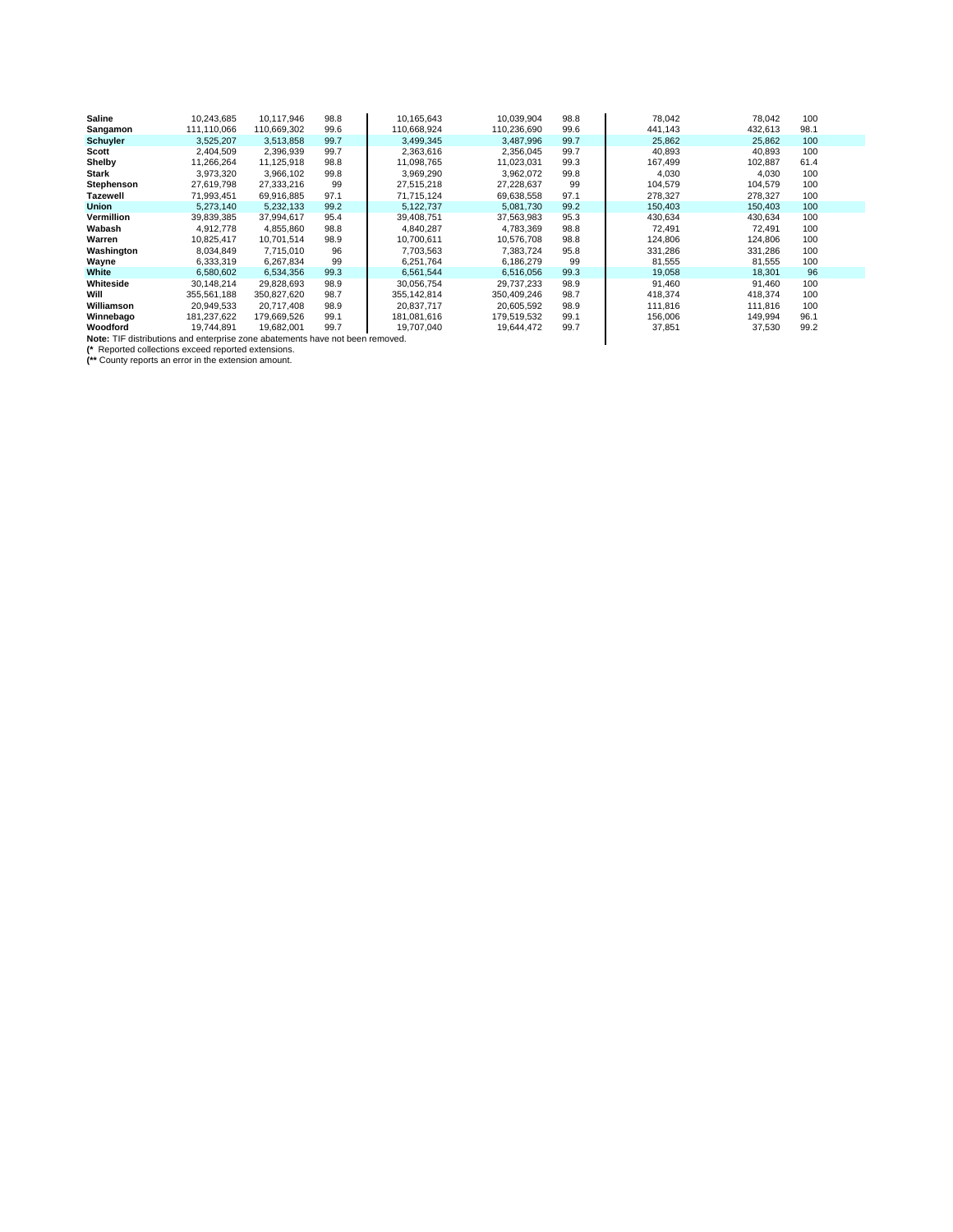| | | | | | | | | | |
|---|---|---|---|---|---|---|---|---|---|
| **Saline** | 10,243,685 | 10,117,946 | 98.8 | 10,165,643 | 10,039,904 | 98.8 | 78,042 | 78,042 | 100 |
| **Sangamon** | 111,110,066 | 110,669,302 | 99.6 | 110,668,924 | 110,236,690 | 99.6 | 441,143 | 432,613 | 98.1 |
| **Schuyler** | 3,525,207 | 3,513,858 | 99.7 | 3,499,345 | 3,487,996 | 99.7 | 25,862 | 25,862 | 100 |
| **Scott** | 2,404,509 | 2,396,939 | 99.7 | 2,363,616 | 2,356,045 | 99.7 | 40,893 | 40,893 | 100 |
| **Shelby** | 11,266,264 | 11,125,918 | 98.8 | 11,098,765 | 11,023,031 | 99.3 | 167,499 | 102,887 | 61.4 |
| **Stark** | 3,973,320 | 3,966,102 | 99.8 | 3,969,290 | 3,962,072 | 99.8 | 4,030 | 4,030 | 100 |
| **Stephenson** | 27,619,798 | 27,333,216 | 99 | 27,515,218 | 27,228,637 | 99 | 104,579 | 104,579 | 100 |
| **Tazewell** | 71,993,451 | 69,916,885 | 97.1 | 71,715,124 | 69,638,558 | 97.1 | 278,327 | 278,327 | 100 |
| **Union** | 5,273,140 | 5,232,133 | 99.2 | 5,122,737 | 5,081,730 | 99.2 | 150,403 | 150,403 | 100 |
| **Vermillion** | 39,839,385 | 37,994,617 | 95.4 | 39,408,751 | 37,563,983 | 95.3 | 430,634 | 430,634 | 100 |
| **Wabash** | 4,912,778 | 4,855,860 | 98.8 | 4,840,287 | 4,783,369 | 98.8 | 72,491 | 72,491 | 100 |
| **Warren** | 10,825,417 | 10,701,514 | 98.9 | 10,700,611 | 10,576,708 | 98.8 | 124,806 | 124,806 | 100 |
| **Washington** | 8,034,849 | 7,715,010 | 96 | 7,703,563 | 7,383,724 | 95.8 | 331,286 | 331,286 | 100 |
| **Wayne** | 6,333,319 | 6,267,834 | 99 | 6,251,764 | 6,186,279 | 99 | 81,555 | 81,555 | 100 |
| **White** | 6,580,602 | 6,534,356 | 99.3 | 6,561,544 | 6,516,056 | 99.3 | 19,058 | 18,301 | 96 |
| **Whiteside** | 30,148,214 | 29,828,693 | 98.9 | 30,056,754 | 29,737,233 | 98.9 | 91,460 | 91,460 | 100 |
| **Will** | 355,561,188 | 350,827,620 | 98.7 | 355,142,814 | 350,409,246 | 98.7 | 418,374 | 418,374 | 100 |
| **Williamson** | 20,949,533 | 20,717,408 | 98.9 | 20,837,717 | 20,605,592 | 98.9 | 111,816 | 111,816 | 100 |
| **Winnebago** | 181,237,622 | 179,669,526 | 99.1 | 181,081,616 | 179,519,532 | 99.1 | 156,006 | 149,994 | 96.1 |
| **Woodford** | 19,744,891 | 19,682,001 | 99.7 | 19,707,040 | 19,644,472 | 99.7 | 37,851 | 37,530 | 99.2 |

**Note:** TIF distributions and enterprise zone abatements have not been removed.

**(\*** Reported collections exceed reported extensions.

**(\*\*** County reports an error in the extension amount.